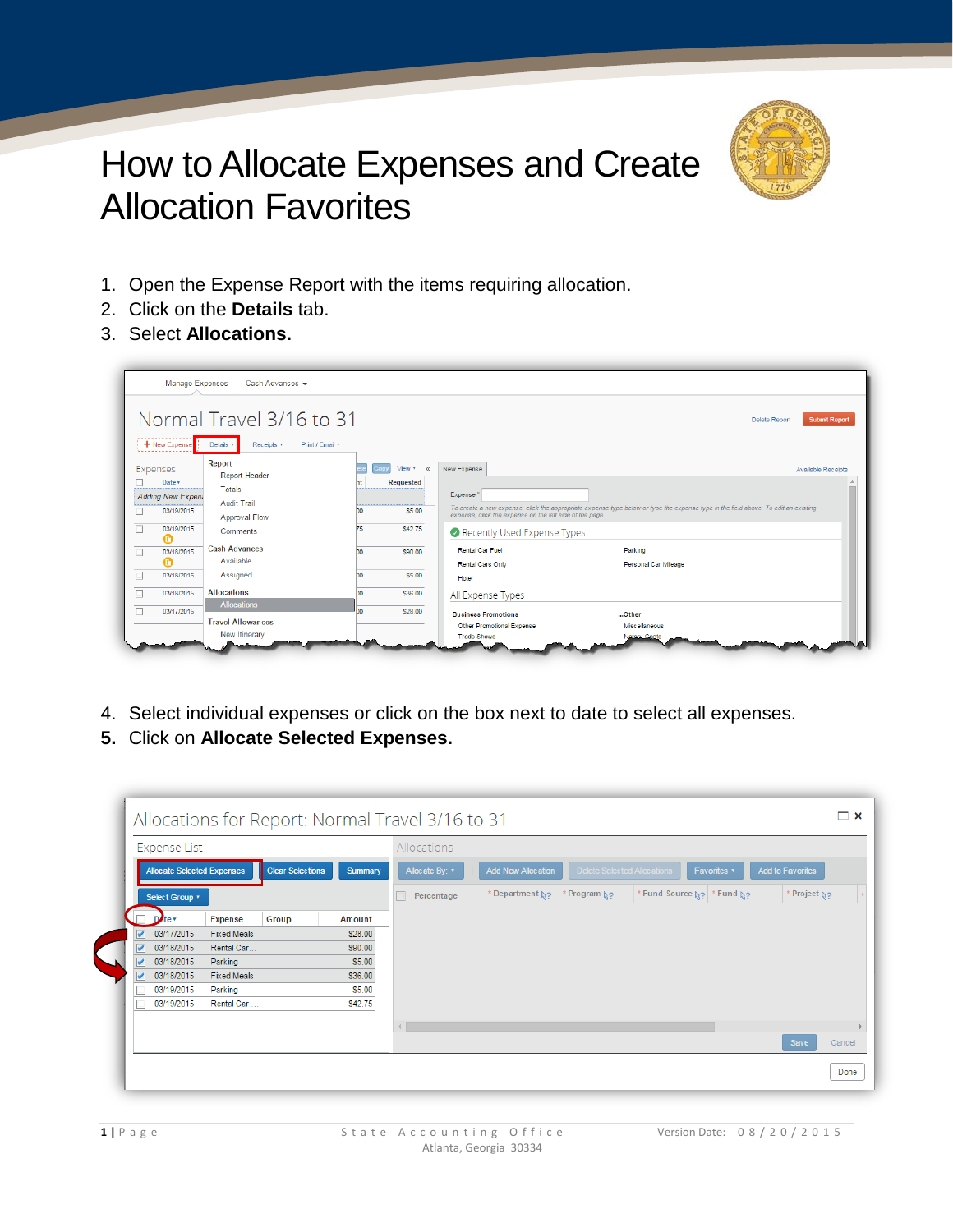# How to Allocate Expenses and Create Allocation Favorites

1. Open the Expense Report with the items requiring allocation.
2. Click on the **Details** tab.
3. Select **Allocations.**

4. Select individual expenses or click on the box next to date to select all expenses.
5. Click on **Allocate Selected Expenses.**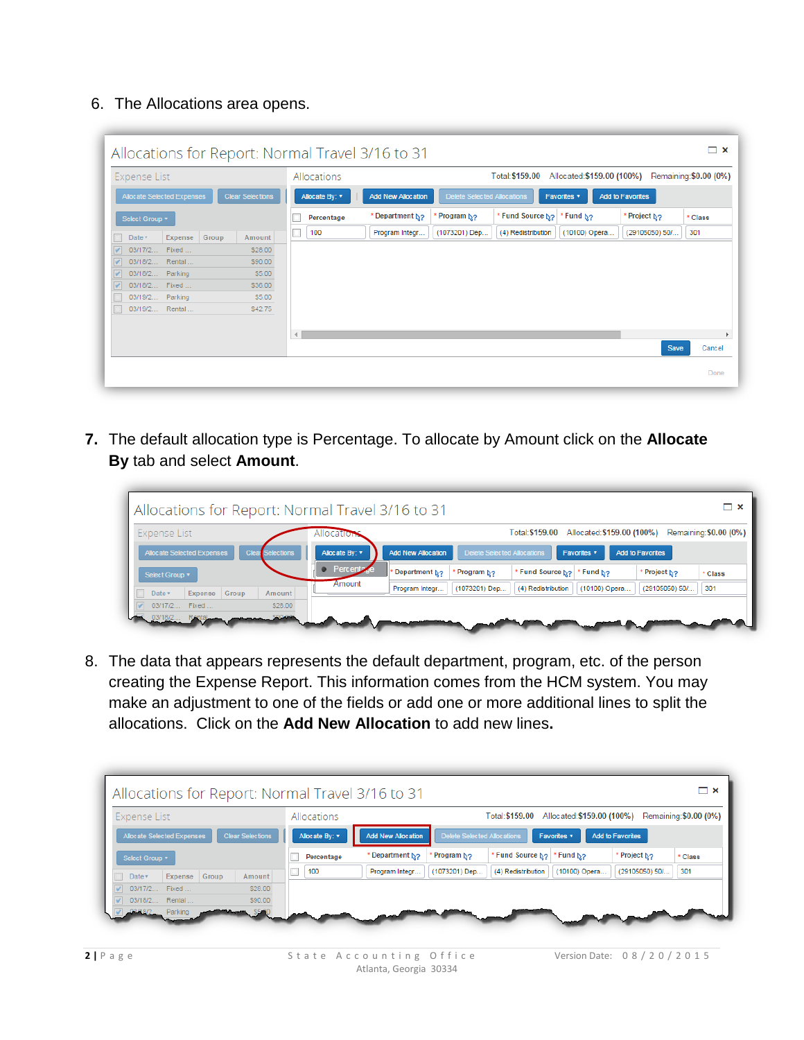6. The Allocations area opens.

7. The default allocation type is Percentage. To allocate by Amount click on the **Allocate By** tab and select **Amount**.

8. The data that appears represents the default department, program, etc. of the person creating the Expense Report. This information comes from the HCM system. You may make an adjustment to one of the fields or add one or more additional lines to split the allocations. Click on the **Add New Allocation** to add new lines**.**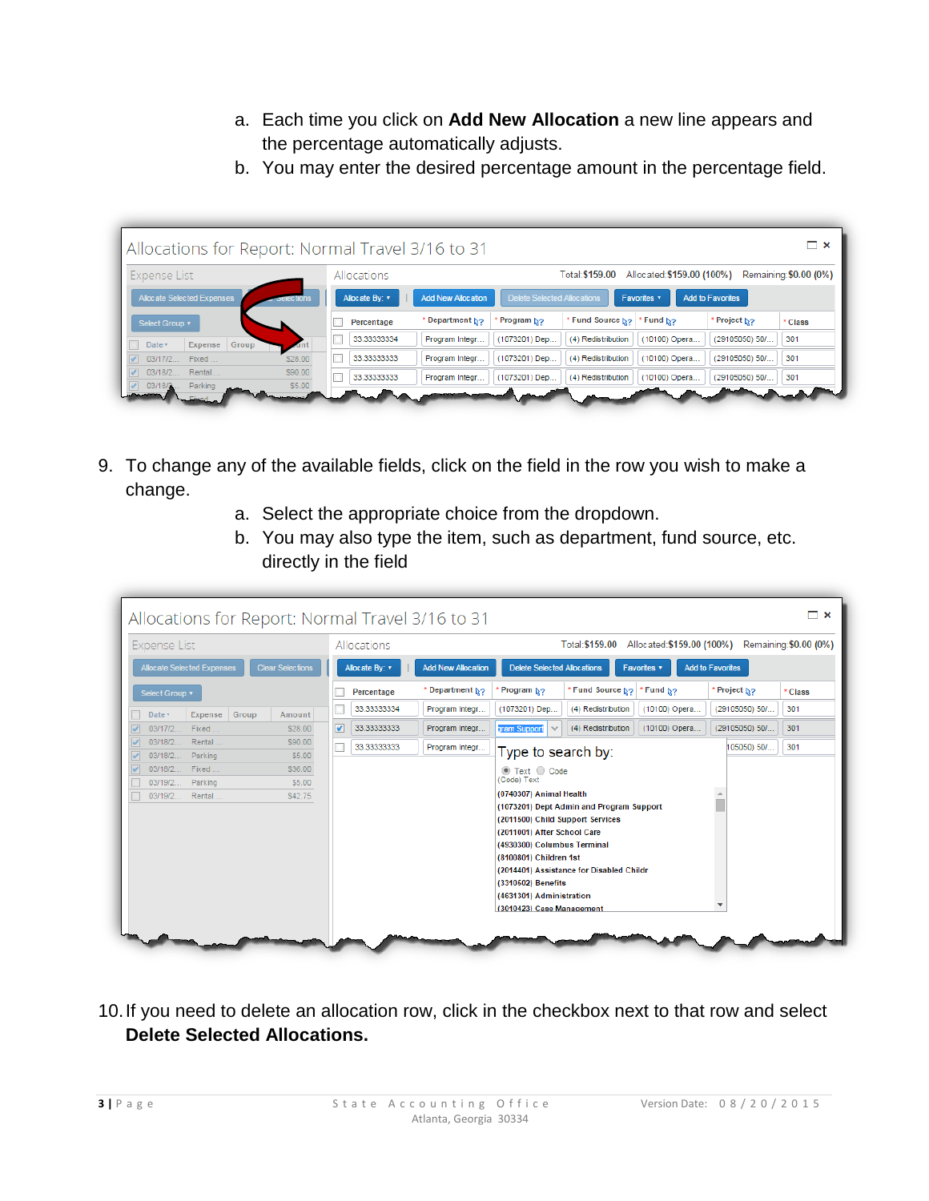a. Each time you click on **Add New Allocation** a new line appears and the percentage automatically adjusts.
b. You may enter the desired percentage amount in the percentage field.

9. To change any of the available fields, click on the field in the row you wish to make a change.
   a. Select the appropriate choice from the dropdown.
   b. You may also type the item, such as department, fund source, etc. directly in the field

10. If you need to delete an allocation row, click in the checkbox next to that row and select **Delete Selected Allocations.**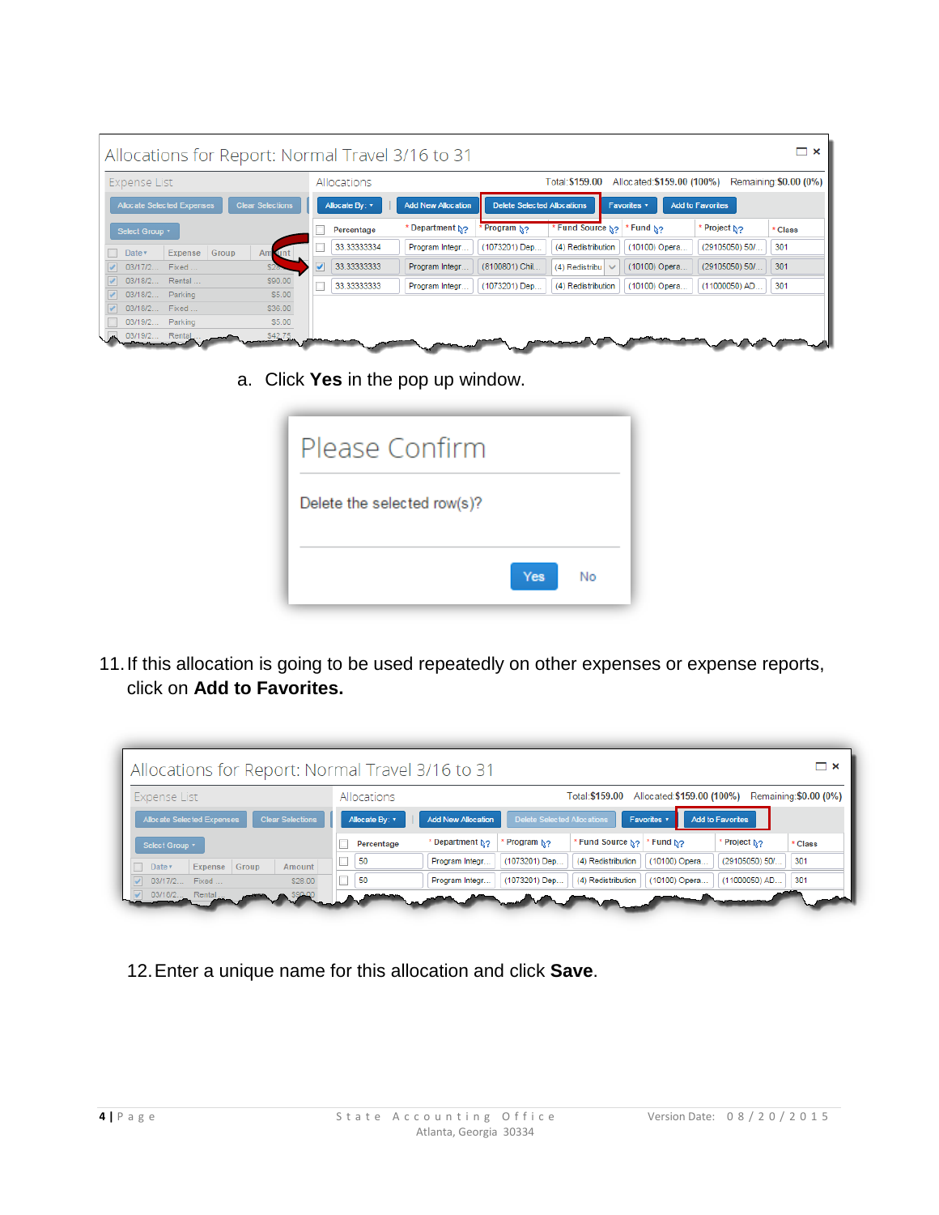a. Click **Yes** in the pop up window.

11. If this allocation is going to be used repeatedly on other expenses or expense reports, click on **Add to Favorites.**

12. Enter a unique name for this allocation and click **Save**.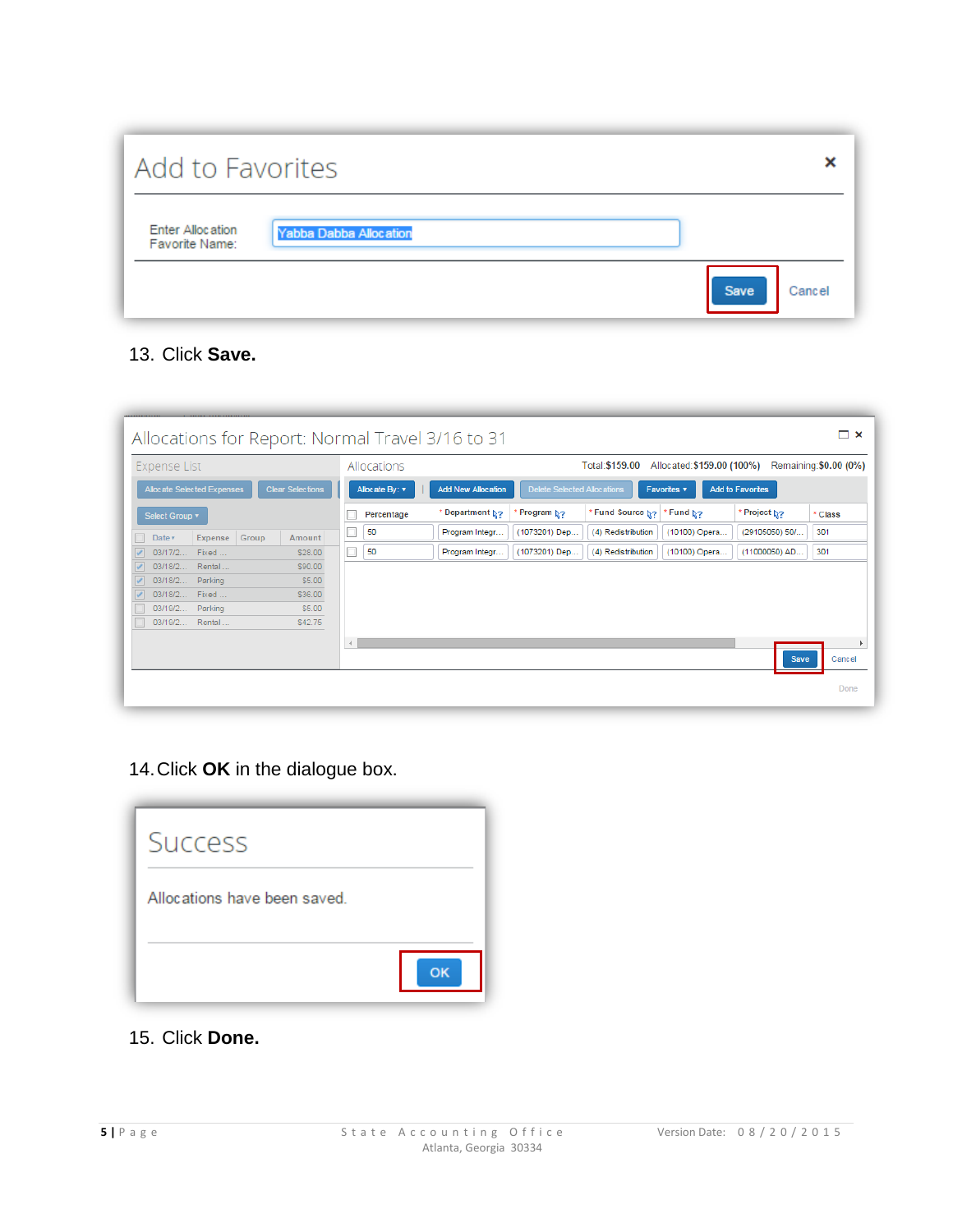13. Click **Save.**

14. Click **OK** in the dialogue box.

15. Click **Done.**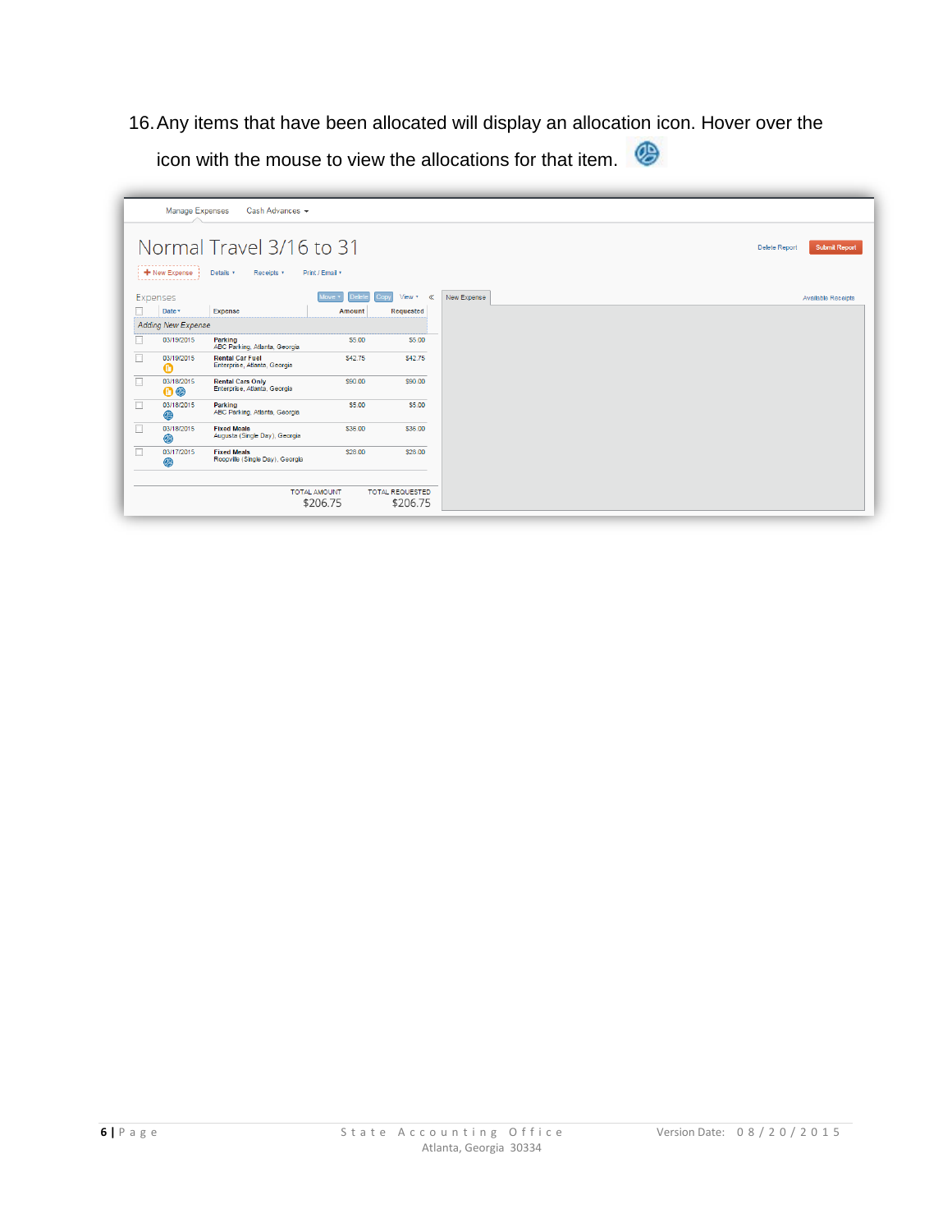16. Any items that have been allocated will display an allocation icon. Hover over the icon with the mouse to view the allocations for that item.

Manage Expenses   Cash Advances

# Normal Travel 3/16 to 31

New Expense   Details   Receipts   Print / Email   Delete Report   Submit Report

Expenses   Move   Delete   Copy   View   New Expense   Available Receipts

| Date | Expense | Amount | Requested |
|---|---|---|---|
| *Adding New Expense* | | | |
| 03/19/2015 | **Parking** ABC Parking, Atlanta, Georgia | $5.00 | $5.00 |
| 03/19/2015 | **Rental Car Fuel** Enterprise, Atlanta, Georgia | $42.75 | $42.75 |
| 03/18/2015 | **Rental Cars Only** Enterprise, Atlanta, Georgia | $90.00 | $90.00 |
| 03/18/2015 | **Parking** ABC Parking, Atlanta, Georgia | $5.00 | $5.00 |
| 03/18/2015 | **Fixed Meals** Augusta (Single Day), Georgia | $36.00 | $36.00 |
| 03/17/2015 | **Fixed Meals** Roopville (Single Day), Georgia | $28.00 | $28.00 |

TOTAL AMOUNT $206.75   TOTAL REQUESTED $206.75